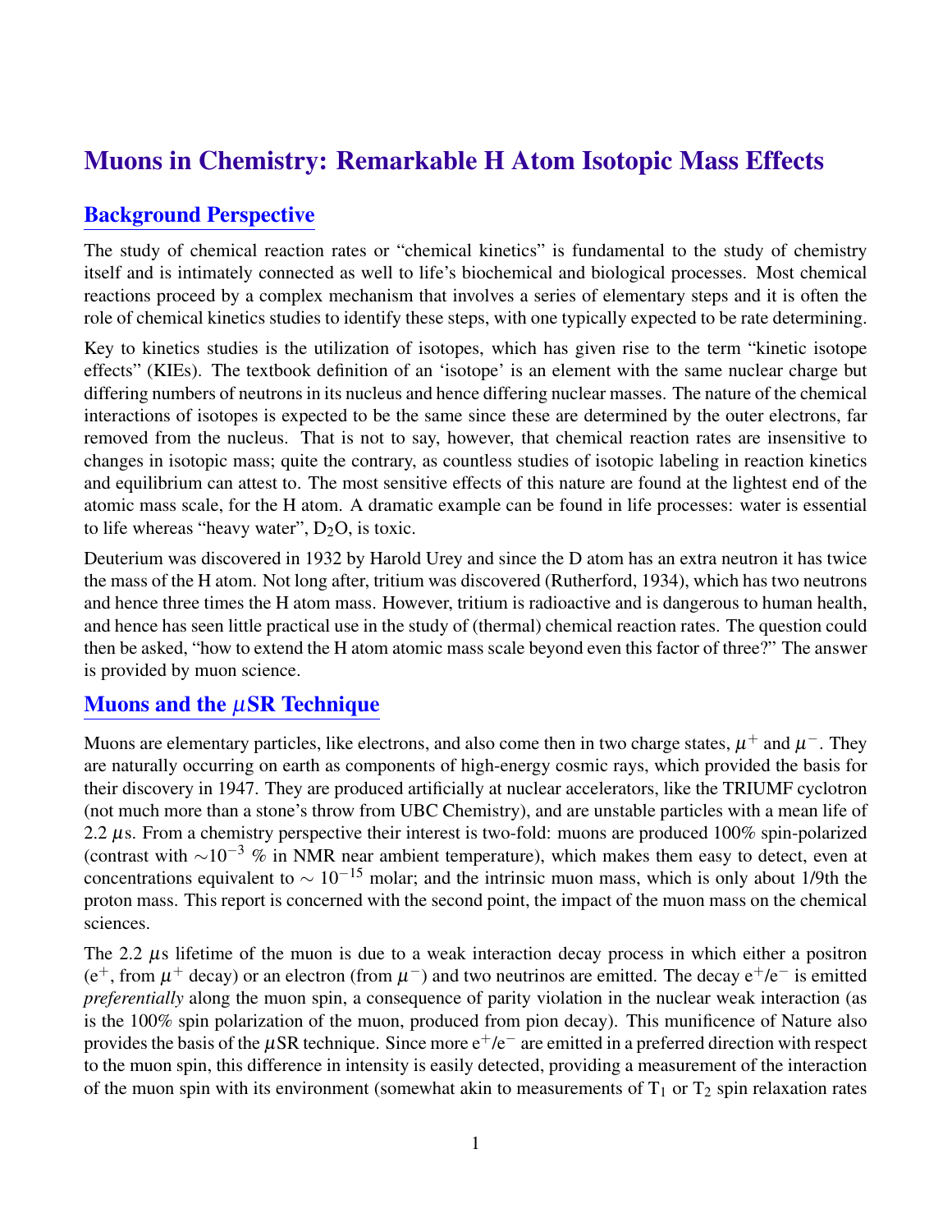# Muons in Chemistry: Remarkable H Atom Isotopic Mass Effects

## Background Perspective

The study of chemical reaction rates or "chemical kinetics" is fundamental to the study of chemistry itself and is intimately connected as well to life's biochemical and biological processes. Most chemical reactions proceed by a complex mechanism that involves a series of elementary steps and it is often the role of chemical kinetics studies to identify these steps, with one typically expected to be rate determining.

Key to kinetics studies is the utilization of isotopes, which has given rise to the term "kinetic isotope effects" (KIEs). The textbook definition of an 'isotope' is an element with the same nuclear charge but differing numbers of neutrons in its nucleus and hence differing nuclear masses. The nature of the chemical interactions of isotopes is expected to be the same since these are determined by the outer electrons, far removed from the nucleus. That is not to say, however, that chemical reaction rates are insensitive to changes in isotopic mass; quite the contrary, as countless studies of isotopic labeling in reaction kinetics and equilibrium can attest to. The most sensitive effects of this nature are found at the lightest end of the atomic mass scale, for the H atom. A dramatic example can be found in life processes: water is essential to life whereas "heavy water", $D_2O$, is toxic.

Deuterium was discovered in 1932 by Harold Urey and since the D atom has an extra neutron it has twice the mass of the H atom. Not long after, tritium was discovered (Rutherford, 1934), which has two neutrons and hence three times the H atom mass. However, tritium is radioactive and is dangerous to human health, and hence has seen little practical use in the study of (thermal) chemical reaction rates. The question could then be asked, "how to extend the H atom atomic mass scale beyond even this factor of three?" The answer is provided by muon science.

## Muons and the $\mu$SR Technique

Muons are elementary particles, like electrons, and also come then in two charge states, $\mu^+$ and $\mu^-$. They are naturally occurring on earth as components of high-energy cosmic rays, which provided the basis for their discovery in 1947. They are produced artificially at nuclear accelerators, like the TRIUMF cyclotron (not much more than a stone's throw from UBC Chemistry), and are unstable particles with a mean life of 2.2 $\mu$s. From a chemistry perspective their interest is two-fold: muons are produced 100% spin-polarized (contrast with $\sim 10^{-3}$ % in NMR near ambient temperature), which makes them easy to detect, even at concentrations equivalent to $\sim 10^{-15}$ molar; and the intrinsic muon mass, which is only about 1/9th the proton mass. This report is concerned with the second point, the impact of the muon mass on the chemical sciences.

The 2.2 $\mu$s lifetime of the muon is due to a weak interaction decay process in which either a positron ($e^+$, from $\mu^+$ decay) or an electron (from $\mu^-$) and two neutrinos are emitted. The decay $e^+/e^-$ is emitted *preferentially* along the muon spin, a consequence of parity violation in the nuclear weak interaction (as is the 100% spin polarization of the muon, produced from pion decay). This munificence of Nature also provides the basis of the $\mu$SR technique. Since more $e^+/e^-$ are emitted in a preferred direction with respect to the muon spin, this difference in intensity is easily detected, providing a measurement of the interaction of the muon spin with its environment (somewhat akin to measurements of $T_1$ or $T_2$ spin relaxation rates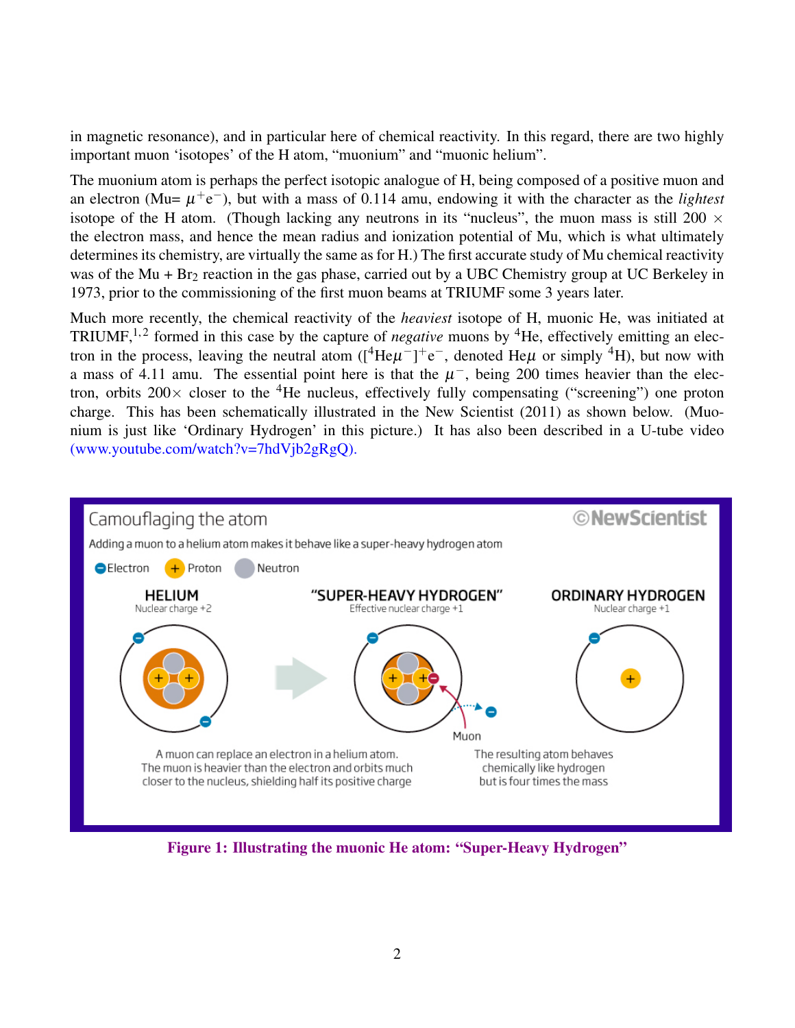in magnetic resonance), and in particular here of chemical reactivity. In this regard, there are two highly important muon 'isotopes' of the H atom, "muonium" and "muonic helium".

The muonium atom is perhaps the perfect isotopic analogue of H, being composed of a positive muon and an electron (Mu= $\mu^+e^-$), but with a mass of 0.114 amu, endowing it with the character as the *lightest* isotope of the H atom. (Though lacking any neutrons in its "nucleus", the muon mass is still 200 $\times$ the electron mass, and hence the mean radius and ionization potential of Mu, which is what ultimately determines its chemistry, are virtually the same as for H.) The first accurate study of Mu chemical reactivity was of the Mu + $Br_2$ reaction in the gas phase, carried out by a UBC Chemistry group at UC Berkeley in 1973, prior to the commissioning of the first muon beams at TRIUMF some 3 years later.

Much more recently, the chemical reactivity of the *heaviest* isotope of H, muonic He, was initiated at TRIUMF,[1,2] formed in this case by the capture of *negative* muons by $^4$He, effectively emitting an electron in the process, leaving the neutral atom ($[^4He\mu^-]^+e^-$, denoted He$\mu$ or simply $^4$H), but now with a mass of 4.11 amu. The essential point here is that the $\mu^-$, being 200 times heavier than the electron, orbits 200$\times$ closer to the $^4$He nucleus, effectively fully compensating ("screening") one proton charge. This has been schematically illustrated in the New Scientist (2011) as shown below. (Muonium is just like 'Ordinary Hydrogen' in this picture.) It has also been described in a U-tube video (www.youtube.com/watch?v=7hdVjb2gRgQ).

**Figure 1: Illustrating the muonic He atom: "Super-Heavy Hydrogen"**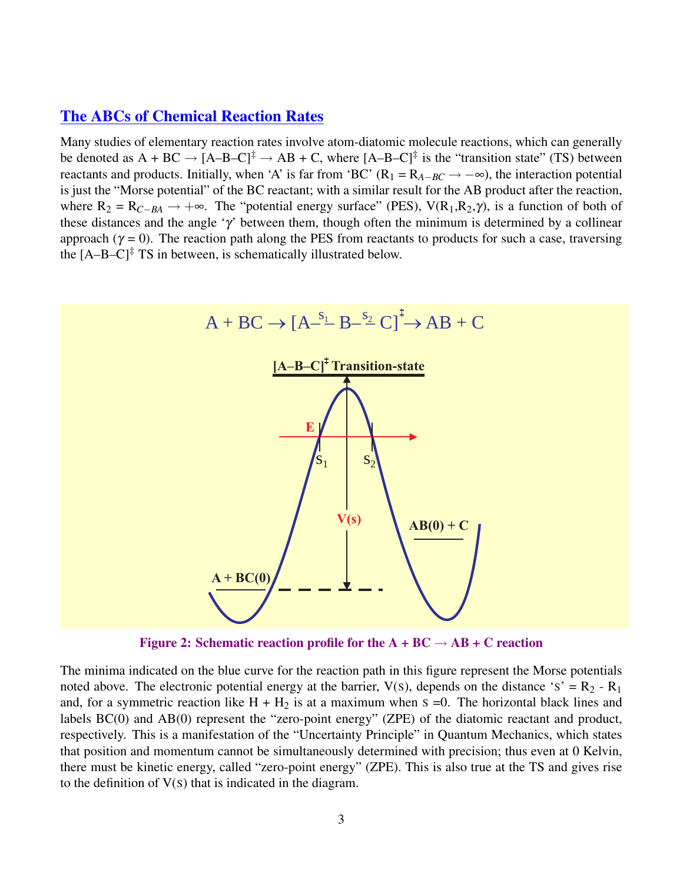## The ABCs of Chemical Reaction Rates

Many studies of elementary reaction rates involve atom-diatomic molecule reactions, which can generally be denoted as A + BC → [A–B–C]$^{\ddagger}$ → AB + C, where [A–B–C]$^{\ddagger}$ is the "transition state" (TS) between reactants and products. Initially, when 'A' is far from 'BC' ($R_1 = R_{A-BC} \rightarrow -\infty$), the interaction potential is just the "Morse potential" of the BC reactant; with a similar result for the AB product after the reaction, where $R_2 = R_{C-BA} \rightarrow +\infty$. The "potential energy surface" (PES), $V(R_1,R_2,\gamma)$, is a function of both of these distances and the angle '$\gamma$' between them, though often the minimum is determined by a collinear approach ($\gamma = 0$). The reaction path along the PES from reactants to products for such a case, traversing the [A–B–C]$^{\ddagger}$ TS in between, is schematically illustrated below.

A + BC → [A–$^{S_1}$– B–$^{S_2}$– C]$^{\ddagger}$ → AB + C

**Figure 2: Schematic reaction profile for the A + BC → AB + C reaction**

The minima indicated on the blue curve for the reaction path in this figure represent the Morse potentials noted above. The electronic potential energy at the barrier, V(s), depends on the distance 's' = $R_2$ - $R_1$ and, for a symmetric reaction like H + $H_2$ is at a maximum when s =0. The horizontal black lines and labels BC(0) and AB(0) represent the "zero-point energy" (ZPE) of the diatomic reactant and product, respectively. This is a manifestation of the "Uncertainty Principle" in Quantum Mechanics, which states that position and momentum cannot be simultaneously determined with precision; thus even at 0 Kelvin, there must be kinetic energy, called "zero-point energy" (ZPE). This is also true at the TS and gives rise to the definition of V(s) that is indicated in the diagram.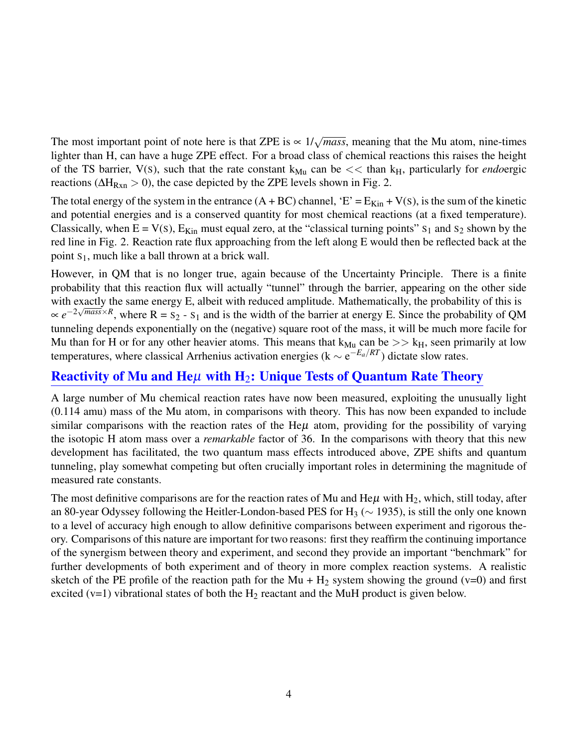The most important point of note here is that ZPE is $\propto 1/\sqrt{mass}$, meaning that the Mu atom, nine-times lighter than H, can have a huge ZPE effect. For a broad class of chemical reactions this raises the height of the TS barrier, V(S), such that the rate constant $k_{Mu}$ can be $<<$ than $k_H$, particularly for *endo*ergic reactions ($\Delta H_{Rxn} > 0$), the case depicted by the ZPE levels shown in Fig. 2.

The total energy of the system in the entrance (A + BC) channel, 'E' = $E_{Kin}$ + V(S), is the sum of the kinetic and potential energies and is a conserved quantity for most chemical reactions (at a fixed temperature). Classically, when E = V(S), $E_{Kin}$ must equal zero, at the "classical turning points" $S_1$ and $S_2$ shown by the red line in Fig. 2. Reaction rate flux approaching from the left along E would then be reflected back at the point $S_1$, much like a ball thrown at a brick wall.

However, in QM that is no longer true, again because of the Uncertainty Principle. There is a finite probability that this reaction flux will actually "tunnel" through the barrier, appearing on the other side with exactly the same energy E, albeit with reduced amplitude. Mathematically, the probability of this is $\propto e^{-2\sqrt{mass}\times R}$, where R = $S_2$ - $S_1$ and is the width of the barrier at energy E. Since the probability of QM tunneling depends exponentially on the (negative) square root of the mass, it will be much more facile for Mu than for H or for any other heavier atoms. This means that $k_{Mu}$ can be $>>$ $k_H$, seen primarily at low temperatures, where classical Arrhenius activation energies ($k \sim e^{-E_a/RT}$) dictate slow rates.

## Reactivity of Mu and He$\mu$ with $H_2$: Unique Tests of Quantum Rate Theory

A large number of Mu chemical reaction rates have now been measured, exploiting the unusually light (0.114 amu) mass of the Mu atom, in comparisons with theory. This has now been expanded to include similar comparisons with the reaction rates of the He$\mu$ atom, providing for the possibility of varying the isotopic H atom mass over a *remarkable* factor of 36. In the comparisons with theory that this new development has facilitated, the two quantum mass effects introduced above, ZPE shifts and quantum tunneling, play somewhat competing but often crucially important roles in determining the magnitude of measured rate constants.

The most definitive comparisons are for the reaction rates of Mu and He$\mu$ with $H_2$, which, still today, after an 80-year Odyssey following the Heitler-London-based PES for $H_3$ ($\sim$ 1935), is still the only one known to a level of accuracy high enough to allow definitive comparisons between experiment and rigorous theory. Comparisons of this nature are important for two reasons: first they reaffirm the continuing importance of the synergism between theory and experiment, and second they provide an important "benchmark" for further developments of both experiment and of theory in more complex reaction systems. A realistic sketch of the PE profile of the reaction path for the Mu + $H_2$ system showing the ground (v=0) and first excited (v=1) vibrational states of both the $H_2$ reactant and the MuH product is given below.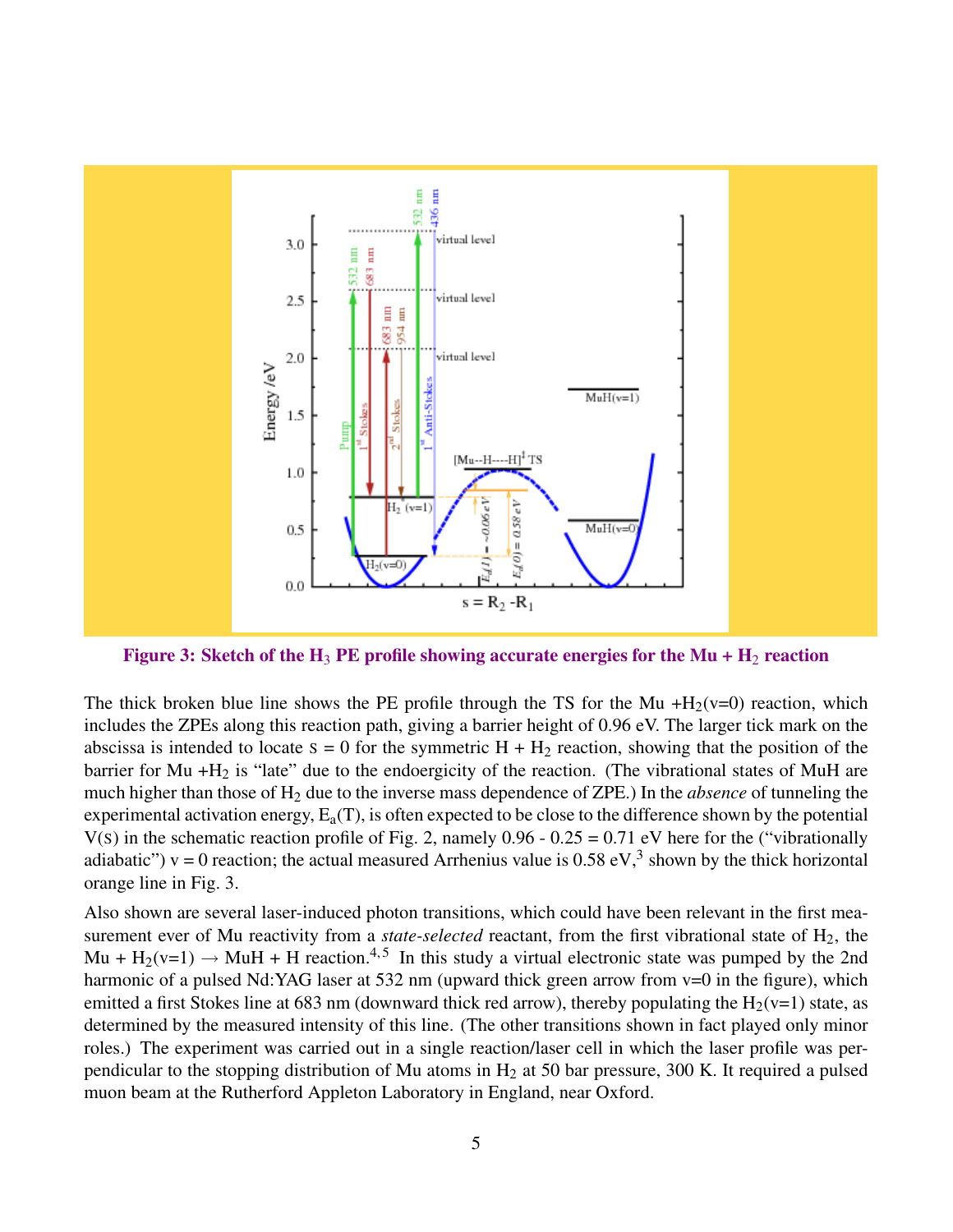**Figure 3: Sketch of the $H_3$ PE profile showing accurate energies for the Mu + $H_2$ reaction**

The thick broken blue line shows the PE profile through the TS for the Mu +$H_2$(v=0) reaction, which includes the ZPEs along this reaction path, giving a barrier height of 0.96 eV. The larger tick mark on the abscissa is intended to locate $s = 0$ for the symmetric H + $H_2$ reaction, showing that the position of the barrier for Mu +$H_2$ is "late" due to the endoergicity of the reaction. (The vibrational states of MuH are much higher than those of $H_2$ due to the inverse mass dependence of ZPE.) In the *absence* of tunneling the experimental activation energy, $E_a(T)$, is often expected to be close to the difference shown by the potential $V(s)$ in the schematic reaction profile of Fig. 2, namely 0.96 - 0.25 = 0.71 eV here for the ("vibrationally adiabatic") v = 0 reaction; the actual measured Arrhenius value is 0.58 eV,[3] shown by the thick horizontal orange line in Fig. 3.

Also shown are several laser-induced photon transitions, which could have been relevant in the first measurement ever of Mu reactivity from a *state-selected* reactant, from the first vibrational state of $H_2$, the Mu + $H_2$(v=1) → MuH + H reaction.[4,5] In this study a virtual electronic state was pumped by the 2nd harmonic of a pulsed Nd:YAG laser at 532 nm (upward thick green arrow from v=0 in the figure), which emitted a first Stokes line at 683 nm (downward thick red arrow), thereby populating the $H_2$(v=1) state, as determined by the measured intensity of this line. (The other transitions shown in fact played only minor roles.) The experiment was carried out in a single reaction/laser cell in which the laser profile was perpendicular to the stopping distribution of Mu atoms in $H_2$ at 50 bar pressure, 300 K. It required a pulsed muon beam at the Rutherford Appleton Laboratory in England, near Oxford.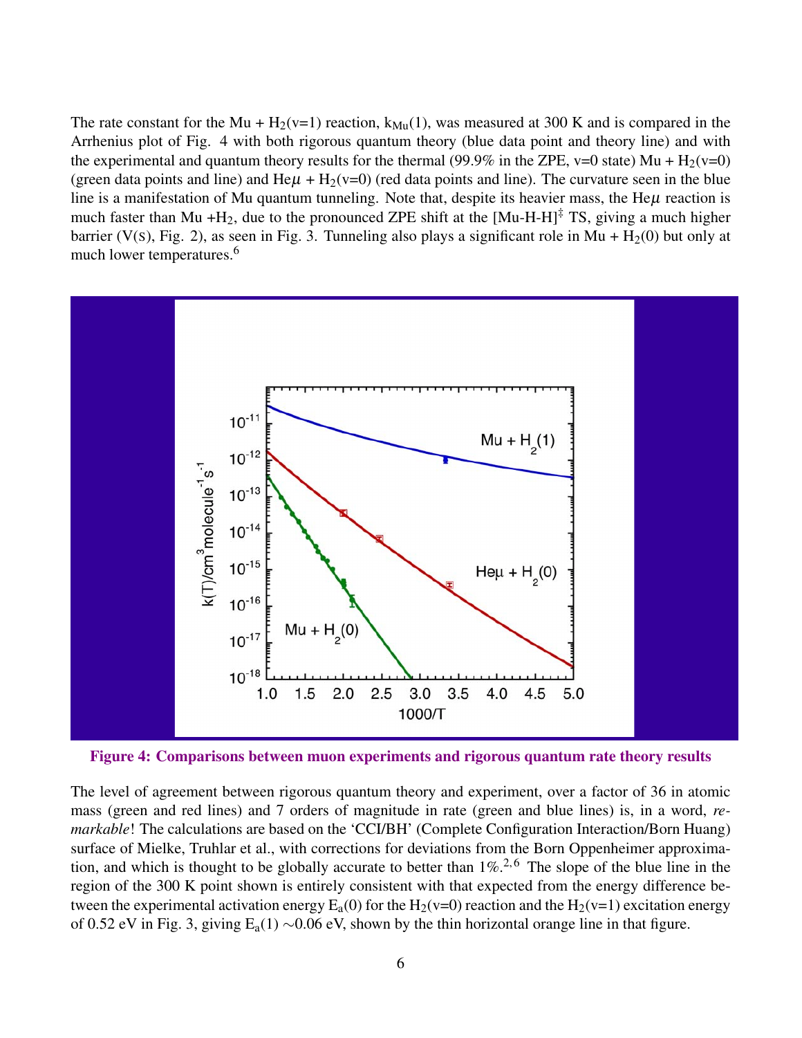The rate constant for the Mu + $H_2$(v=1) reaction, $k_{Mu}(1)$, was measured at 300 K and is compared in the Arrhenius plot of Fig. 4 with both rigorous quantum theory (blue data point and theory line) and with the experimental and quantum theory results for the thermal (99.9% in the ZPE, v=0 state) Mu + $H_2$(v=0) (green data points and line) and He$\mu$ + $H_2$(v=0) (red data points and line). The curvature seen in the blue line is a manifestation of Mu quantum tunneling. Note that, despite its heavier mass, the He$\mu$ reaction is much faster than Mu +$H_2$, due to the pronounced ZPE shift at the $[\text{Mu-H-H}]^{\ddagger}$ TS, giving a much higher barrier (V(s), Fig. 2), as seen in Fig. 3. Tunneling also plays a significant role in Mu + $H_2$(0) but only at much lower temperatures.[6]

**Figure 4: Comparisons between muon experiments and rigorous quantum rate theory results**

The level of agreement between rigorous quantum theory and experiment, over a factor of 36 in atomic mass (green and red lines) and 7 orders of magnitude in rate (green and blue lines) is, in a word, *remarkable*! The calculations are based on the 'CCI/BH' (Complete Configuration Interaction/Born Huang) surface of Mielke, Truhlar et al., with corrections for deviations from the Born Oppenheimer approximation, and which is thought to be globally accurate to better than 1%.[2,6] The slope of the blue line in the region of the 300 K point shown is entirely consistent with that expected from the energy difference between the experimental activation energy $E_a(0)$ for the $H_2$(v=0) reaction and the $H_2$(v=1) excitation energy of 0.52 eV in Fig. 3, giving $E_a(1) \sim$0.06 eV, shown by the thin horizontal orange line in that figure.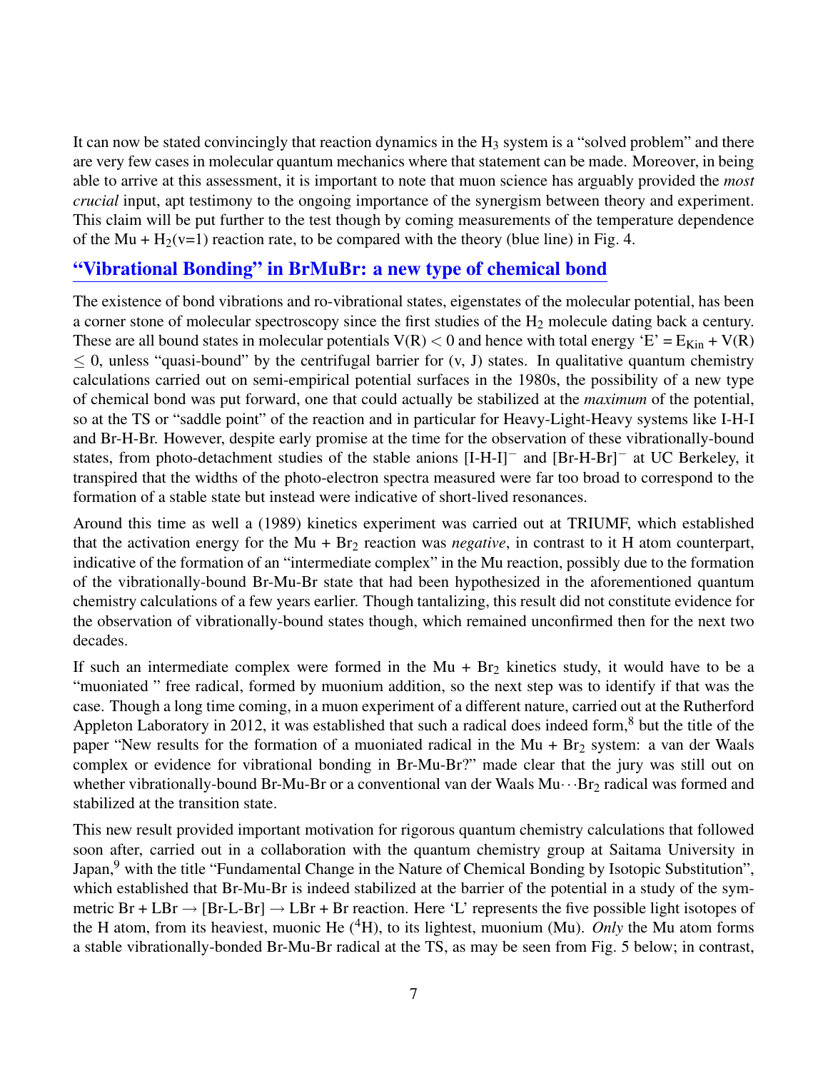It can now be stated convincingly that reaction dynamics in the $H_3$ system is a "solved problem" and there are very few cases in molecular quantum mechanics where that statement can be made. Moreover, in being able to arrive at this assessment, it is important to note that muon science has arguably provided the *most crucial* input, apt testimony to the ongoing importance of the synergism between theory and experiment. This claim will be put further to the test though by coming measurements of the temperature dependence of the Mu + $H_2$(v=1) reaction rate, to be compared with the theory (blue line) in Fig. 4.

## "Vibrational Bonding" in BrMuBr: a new type of chemical bond

The existence of bond vibrations and ro-vibrational states, eigenstates of the molecular potential, has been a corner stone of molecular spectroscopy since the first studies of the $H_2$ molecule dating back a century. These are all bound states in molecular potentials $V(R) < 0$ and hence with total energy 'E' = $E_{Kin} + V(R) \leq 0$, unless "quasi-bound" by the centrifugal barrier for (v, J) states. In qualitative quantum chemistry calculations carried out on semi-empirical potential surfaces in the 1980s, the possibility of a new type of chemical bond was put forward, one that could actually be stabilized at the *maximum* of the potential, so at the TS or "saddle point" of the reaction and in particular for Heavy-Light-Heavy systems like I-H-I and Br-H-Br. However, despite early promise at the time for the observation of these vibrationally-bound states, from photo-detachment studies of the stable anions $[\text{I-H-I}]^-$ and $[\text{Br-H-Br}]^-$ at UC Berkeley, it transpired that the widths of the photo-electron spectra measured were far too broad to correspond to the formation of a stable state but instead were indicative of short-lived resonances.

Around this time as well a (1989) kinetics experiment was carried out at TRIUMF, which established that the activation energy for the Mu + $Br_2$ reaction was *negative*, in contrast to it H atom counterpart, indicative of the formation of an "intermediate complex" in the Mu reaction, possibly due to the formation of the vibrationally-bound Br-Mu-Br state that had been hypothesized in the aforementioned quantum chemistry calculations of a few years earlier. Though tantalizing, this result did not constitute evidence for the observation of vibrationally-bound states though, which remained unconfirmed then for the next two decades.

If such an intermediate complex were formed in the Mu + $Br_2$ kinetics study, it would have to be a "muoniated " free radical, formed by muonium addition, so the next step was to identify if that was the case. Though a long time coming, in a muon experiment of a different nature, carried out at the Rutherford Appleton Laboratory in 2012, it was established that such a radical does indeed form,[8] but the title of the paper "New results for the formation of a muoniated radical in the Mu + $Br_2$ system: a van der Waals complex or evidence for vibrational bonding in Br-Mu-Br?" made clear that the jury was still out on whether vibrationally-bound Br-Mu-Br or a conventional van der Waals Mu$\cdots$$Br_2$ radical was formed and stabilized at the transition state.

This new result provided important motivation for rigorous quantum chemistry calculations that followed soon after, carried out in a collaboration with the quantum chemistry group at Saitama University in Japan,[9] with the title "Fundamental Change in the Nature of Chemical Bonding by Isotopic Substitution", which established that Br-Mu-Br is indeed stabilized at the barrier of the potential in a study of the symmetric Br + LBr $\rightarrow$ [Br-L-Br] $\rightarrow$ LBr + Br reaction. Here 'L' represents the five possible light isotopes of the H atom, from its heaviest, muonic He ($^4$H), to its lightest, muonium (Mu). *Only* the Mu atom forms a stable vibrationally-bonded Br-Mu-Br radical at the TS, as may be seen from Fig. 5 below; in contrast,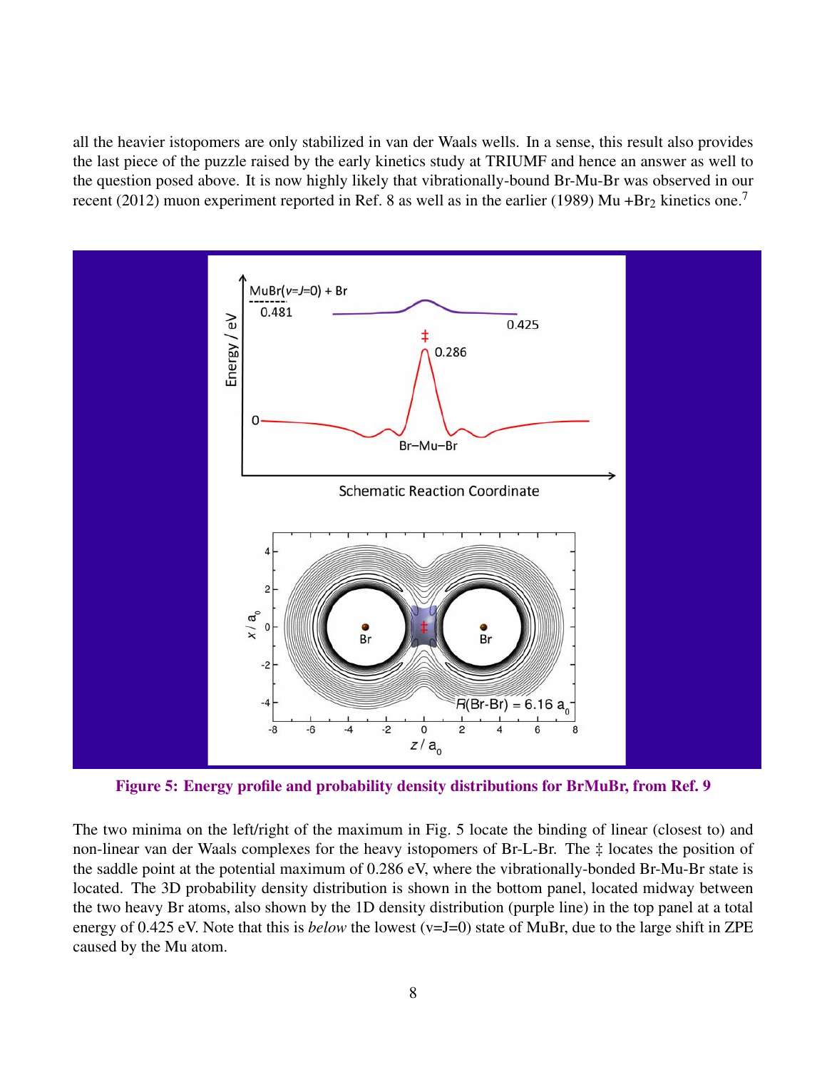all the heavier istopomers are only stabilized in van der Waals wells. In a sense, this result also provides the last piece of the puzzle raised by the early kinetics study at TRIUMF and hence an answer as well to the question posed above. It is now highly likely that vibrationally-bound Br-Mu-Br was observed in our recent (2012) muon experiment reported in Ref. 8 as well as in the earlier (1989) Mu +$Br_2$ kinetics one.[7]

**Figure 5: Energy profile and probability density distributions for BrMuBr, from Ref. 9**

The two minima on the left/right of the maximum in Fig. 5 locate the binding of linear (closest to) and non-linear van der Waals complexes for the heavy istopomers of Br-L-Br. The ‡ locates the position of the saddle point at the potential maximum of 0.286 eV, where the vibrationally-bonded Br-Mu-Br state is located. The 3D probability density distribution is shown in the bottom panel, located midway between the two heavy Br atoms, also shown by the 1D density distribution (purple line) in the top panel at a total energy of 0.425 eV. Note that this is *below* the lowest (v=J=0) state of MuBr, due to the large shift in ZPE caused by the Mu atom.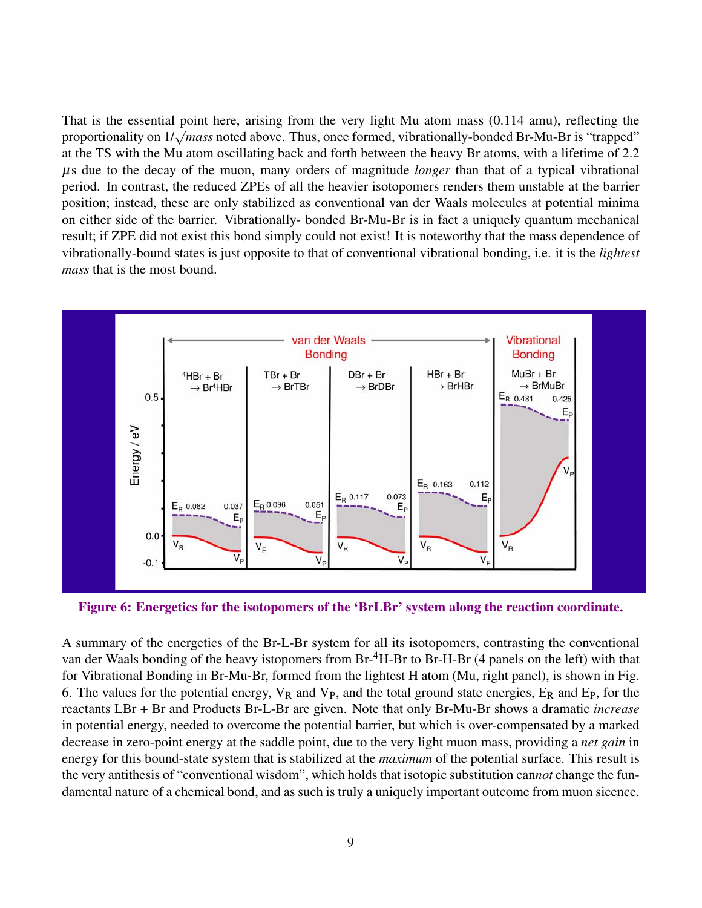That is the essential point here, arising from the very light Mu atom mass (0.114 amu), reflecting the proportionality on $1/\sqrt{mass}$ noted above. Thus, once formed, vibrationally-bonded Br-Mu-Br is "trapped" at the TS with the Mu atom oscillating back and forth between the heavy Br atoms, with a lifetime of 2.2 $\mu$s due to the decay of the muon, many orders of magnitude *longer* than that of a typical vibrational period. In contrast, the reduced ZPEs of all the heavier isotopomers renders them unstable at the barrier position; instead, these are only stabilized as conventional van der Waals molecules at potential minima on either side of the barrier. Vibrationally- bonded Br-Mu-Br is in fact a uniquely quantum mechanical result; if ZPE did not exist this bond simply could not exist! It is noteworthy that the mass dependence of vibrationally-bound states is just opposite to that of conventional vibrational bonding, i.e. it is the *lightest mass* that is the most bound.

**Figure 6: Energetics for the isotopomers of the 'BrLBr' system along the reaction coordinate.**

A summary of the energetics of the Br-L-Br system for all its isotopomers, contrasting the conventional van der Waals bonding of the heavy istopomers from Br-$^4$H-Br to Br-H-Br (4 panels on the left) with that for Vibrational Bonding in Br-Mu-Br, formed from the lightest H atom (Mu, right panel), is shown in Fig. 6. The values for the potential energy, $V_R$ and $V_P$, and the total ground state energies, $E_R$ and $E_P$, for the reactants LBr + Br and Products Br-L-Br are given. Note that only Br-Mu-Br shows a dramatic *increase* in potential energy, needed to overcome the potential barrier, but which is over-compensated by a marked decrease in zero-point energy at the saddle point, due to the very light muon mass, providing a *net gain* in energy for this bound-state system that is stabilized at the *maximum* of the potential surface. This result is the very antithesis of "conventional wisdom", which holds that isotopic substitution can*not* change the fundamental nature of a chemical bond, and as such is truly a uniquely important outcome from muon sicence.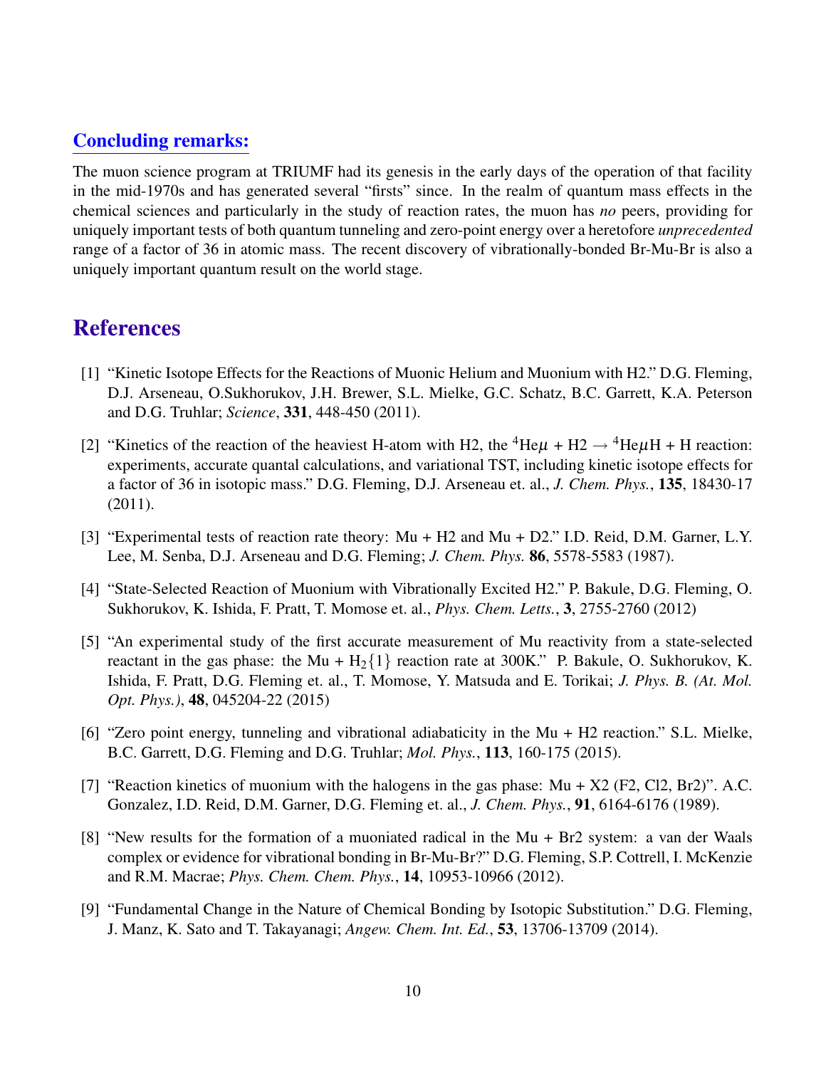## Concluding remarks:

The muon science program at TRIUMF had its genesis in the early days of the operation of that facility in the mid-1970s and has generated several "firsts" since. In the realm of quantum mass effects in the chemical sciences and particularly in the study of reaction rates, the muon has *no* peers, providing for uniquely important tests of both quantum tunneling and zero-point energy over a heretofore *unprecedented* range of a factor of 36 in atomic mass. The recent discovery of vibrationally-bonded Br-Mu-Br is also a uniquely important quantum result on the world stage.

# References

[1] "Kinetic Isotope Effects for the Reactions of Muonic Helium and Muonium with H2." D.G. Fleming, D.J. Arseneau, O.Sukhorukov, J.H. Brewer, S.L. Mielke, G.C. Schatz, B.C. Garrett, K.A. Peterson and D.G. Truhlar; *Science*, **331**, 448-450 (2011).

[2] "Kinetics of the reaction of the heaviest H-atom with H2, the $^{4}He\mu$ + H2 → $^{4}He\mu H$ + H reaction: experiments, accurate quantal calculations, and variational TST, including kinetic isotope effects for a factor of 36 in isotopic mass." D.G. Fleming, D.J. Arseneau et. al., *J. Chem. Phys.*, **135**, 18430-17 (2011).

[3] "Experimental tests of reaction rate theory: Mu + H2 and Mu + D2." I.D. Reid, D.M. Garner, L.Y. Lee, M. Senba, D.J. Arseneau and D.G. Fleming; *J. Chem. Phys.* **86**, 5578-5583 (1987).

[4] "State-Selected Reaction of Muonium with Vibrationally Excited H2." P. Bakule, D.G. Fleming, O. Sukhorukov, K. Ishida, F. Pratt, T. Momose et. al., *Phys. Chem. Letts.*, **3**, 2755-2760 (2012)

[5] "An experimental study of the first accurate measurement of Mu reactivity from a state-selected reactant in the gas phase: the Mu + $H_2\{1\}$ reaction rate at 300K." P. Bakule, O. Sukhorukov, K. Ishida, F. Pratt, D.G. Fleming et. al., T. Momose, Y. Matsuda and E. Torikai; *J. Phys. B. (At. Mol. Opt. Phys.)*, **48**, 045204-22 (2015)

[6] "Zero point energy, tunneling and vibrational adiabaticity in the Mu + H2 reaction." S.L. Mielke, B.C. Garrett, D.G. Fleming and D.G. Truhlar; *Mol. Phys.*, **113**, 160-175 (2015).

[7] "Reaction kinetics of muonium with the halogens in the gas phase: Mu + X2 (F2, Cl2, Br2)". A.C. Gonzalez, I.D. Reid, D.M. Garner, D.G. Fleming et. al., *J. Chem. Phys.*, **91**, 6164-6176 (1989).

[8] "New results for the formation of a muoniated radical in the Mu + Br2 system: a van der Waals complex or evidence for vibrational bonding in Br-Mu-Br?" D.G. Fleming, S.P. Cottrell, I. McKenzie and R.M. Macrae; *Phys. Chem. Chem. Phys.*, **14**, 10953-10966 (2012).

[9] "Fundamental Change in the Nature of Chemical Bonding by Isotopic Substitution." D.G. Fleming, J. Manz, K. Sato and T. Takayanagi; *Angew. Chem. Int. Ed.*, **53**, 13706-13709 (2014).